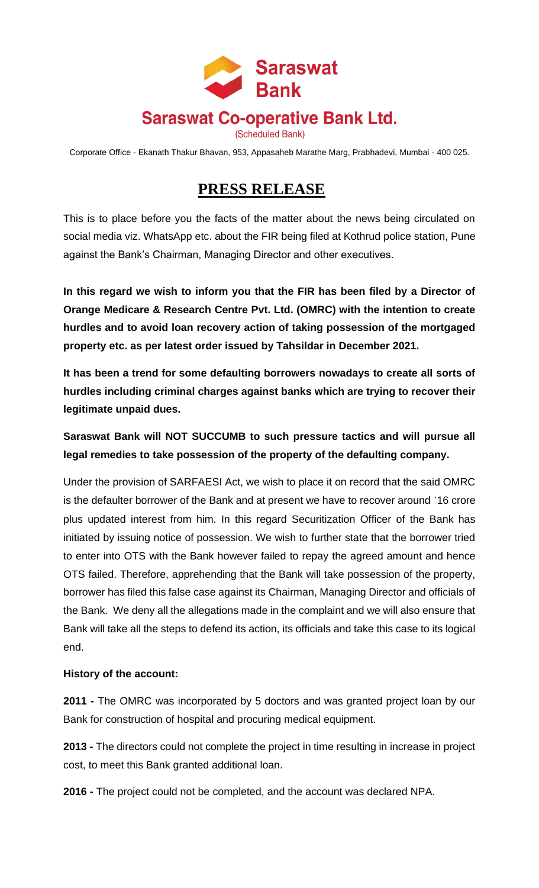# Saraswat Bank

## Saraswat Co-operative Bank Ltd.

(Scheduled Bank)

Corporate Office - Ekanath Thakur Bhavan, 953, Appasaheb Marathe Marg, Prabhadevi, Mumbai - 400 025.

# PRESS RELEASE

This is to place before you the facts of the matter about the news being circulated on social media viz. WhatsApp etc. about the FIR being filed at Kothrud police station, Pune against the Bank's Chairman, Managing Director and other executives.

**In this regard we wish to inform you that the FIR has been filed by a Director of Orange Medicare & Research Centre Pvt. Ltd. (OMRC) with the intention to create hurdles and to avoid loan recovery action of taking possession of the mortgaged property etc. as per latest order issued by Tahsildar in December 2021.**

**It has been a trend for some defaulting borrowers nowadays to create all sorts of hurdles including criminal charges against banks which are trying to recover their legitimate unpaid dues.**

**Saraswat Bank will NOT SUCCUMB to such pressure tactics and will pursue all legal remedies to take possession of the property of the defaulting company.**

Under the provision of SARFAESI Act, we wish to place it on record that the said OMRC is the defaulter borrower of the Bank and at present we have to recover around `16 crore plus updated interest from him. In this regard Securitization Officer of the Bank has initiated by issuing notice of possession. We wish to further state that the borrower tried to enter into OTS with the Bank however failed to repay the agreed amount and hence OTS failed. Therefore, apprehending that the Bank will take possession of the property, borrower has filed this false case against its Chairman, Managing Director and officials of the Bank. We deny all the allegations made in the complaint and we will also ensure that Bank will take all the steps to defend its action, its officials and take this case to its logical end.

**History of the account:**

**2011 -** The OMRC was incorporated by 5 doctors and was granted project loan by our Bank for construction of hospital and procuring medical equipment.

**2013 -** The directors could not complete the project in time resulting in increase in project cost, to meet this Bank granted additional loan.

**2016 -** The project could not be completed, and the account was declared NPA.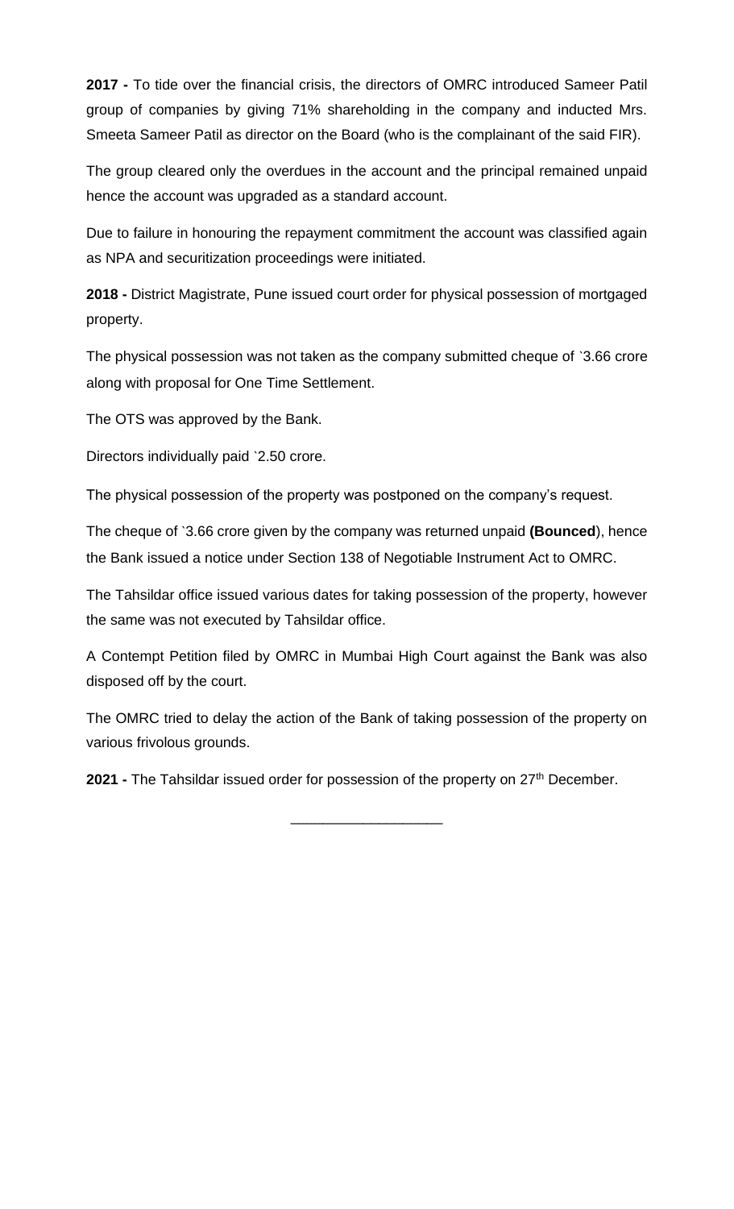**2017 -** To tide over the financial crisis, the directors of OMRC introduced Sameer Patil group of companies by giving 71% shareholding in the company and inducted Mrs. Smeeta Sameer Patil as director on the Board (who is the complainant of the said FIR).

The group cleared only the overdues in the account and the principal remained unpaid hence the account was upgraded as a standard account.

Due to failure in honouring the repayment commitment the account was classified again as NPA and securitization proceedings were initiated.

**2018 -** District Magistrate, Pune issued court order for physical possession of mortgaged property.

The physical possession was not taken as the company submitted cheque of `3.66 crore along with proposal for One Time Settlement.

The OTS was approved by the Bank.

Directors individually paid `2.50 crore.

The physical possession of the property was postponed on the company's request.

The cheque of `3.66 crore given by the company was returned unpaid **(Bounced**), hence the Bank issued a notice under Section 138 of Negotiable Instrument Act to OMRC.

The Tahsildar office issued various dates for taking possession of the property, however the same was not executed by Tahsildar office.

A Contempt Petition filed by OMRC in Mumbai High Court against the Bank was also disposed off by the court.

The OMRC tried to delay the action of the Bank of taking possession of the property on various frivolous grounds.

**2021 -** The Tahsildar issued order for possession of the property on 27th December.

\_\_\_\_\_\_\_\_\_\_\_\_\_\_\_\_\_\_\_